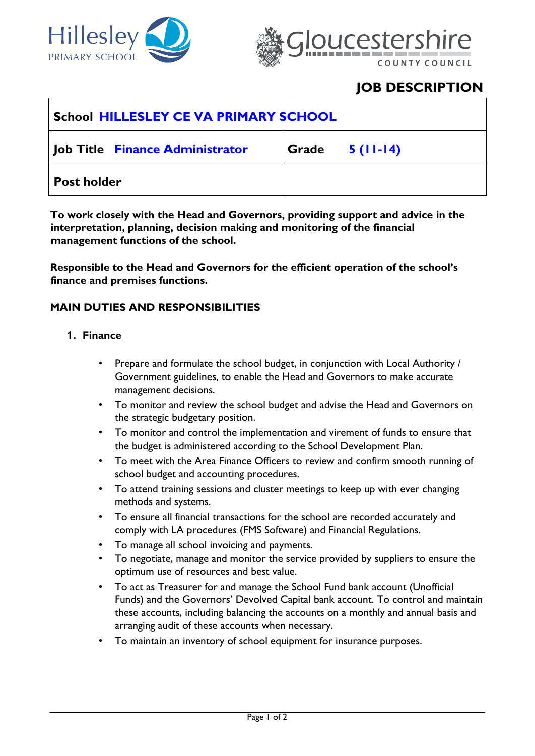# JOB DESCRIPTION

| School HILLESLEY CE VA PRIMARY SCHOOL | |
|---|---|
| **Job Title** Finance Administrator | **Grade** 5 (11-14) |
| **Post holder** | |

**To work closely with the Head and Governors, providing support and advice in the interpretation, planning, decision making and monitoring of the financial management functions of the school.**

**Responsible to the Head and Governors for the efficient operation of the school's finance and premises functions.**

## MAIN DUTIES AND RESPONSIBILITIES

1. **Finance**

- Prepare and formulate the school budget, in conjunction with Local Authority / Government guidelines, to enable the Head and Governors to make accurate management decisions.
- To monitor and review the school budget and advise the Head and Governors on the strategic budgetary position.
- To monitor and control the implementation and virement of funds to ensure that the budget is administered according to the School Development Plan.
- To meet with the Area Finance Officers to review and confirm smooth running of school budget and accounting procedures.
- To attend training sessions and cluster meetings to keep up with ever changing methods and systems.
- To ensure all financial transactions for the school are recorded accurately and comply with LA procedures (FMS Software) and Financial Regulations.
- To manage all school invoicing and payments.
- To negotiate, manage and monitor the service provided by suppliers to ensure the optimum use of resources and best value.
- To act as Treasurer for and manage the School Fund bank account (Unofficial Funds) and the Governors' Devolved Capital bank account. To control and maintain these accounts, including balancing the accounts on a monthly and annual basis and arranging audit of these accounts when necessary.
- To maintain an inventory of school equipment for insurance purposes.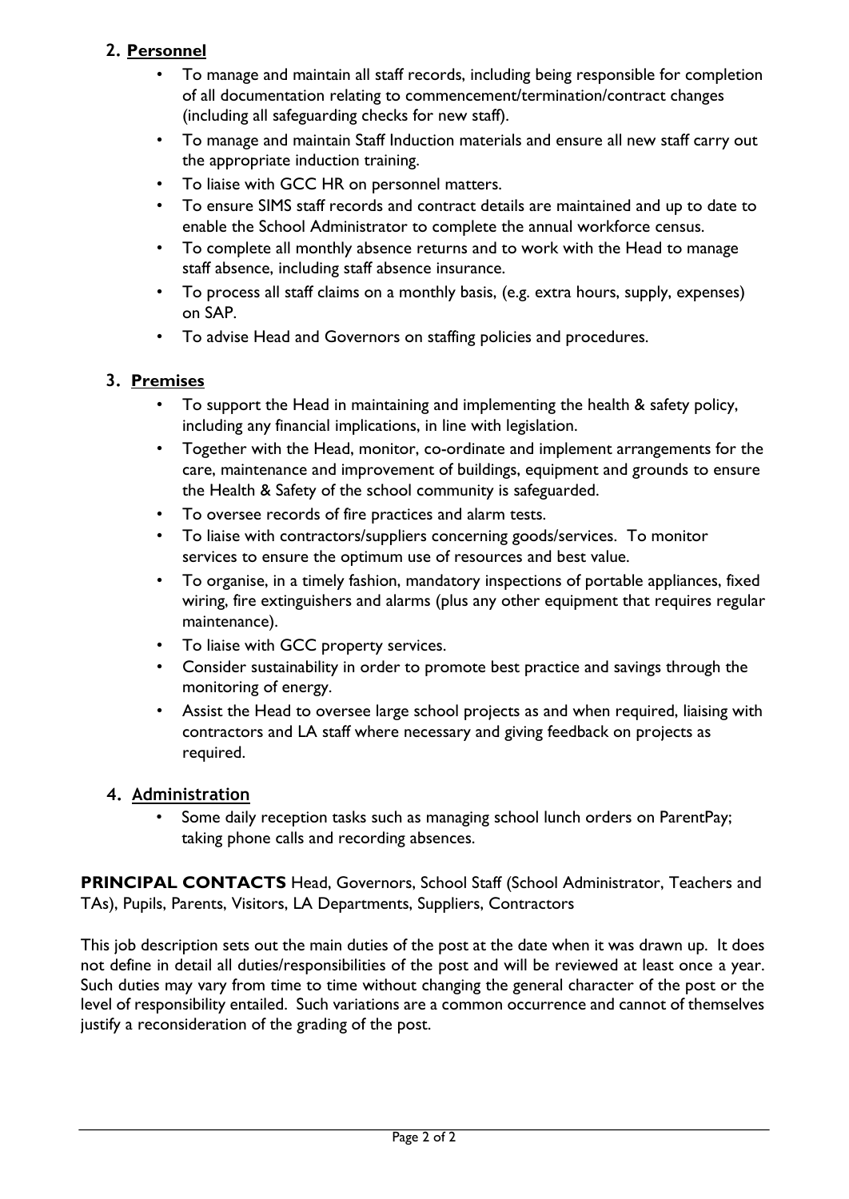## 2. **Personnel**

- To manage and maintain all staff records, including being responsible for completion of all documentation relating to commencement/termination/contract changes (including all safeguarding checks for new staff).
- To manage and maintain Staff Induction materials and ensure all new staff carry out the appropriate induction training.
- To liaise with GCC HR on personnel matters.
- To ensure SIMS staff records and contract details are maintained and up to date to enable the School Administrator to complete the annual workforce census.
- To complete all monthly absence returns and to work with the Head to manage staff absence, including staff absence insurance.
- To process all staff claims on a monthly basis, (e.g. extra hours, supply, expenses) on SAP.
- To advise Head and Governors on staffing policies and procedures.

## 3. **Premises**

- To support the Head in maintaining and implementing the health & safety policy, including any financial implications, in line with legislation.
- Together with the Head, monitor, co-ordinate and implement arrangements for the care, maintenance and improvement of buildings, equipment and grounds to ensure the Health & Safety of the school community is safeguarded.
- To oversee records of fire practices and alarm tests.
- To liaise with contractors/suppliers concerning goods/services. To monitor services to ensure the optimum use of resources and best value.
- To organise, in a timely fashion, mandatory inspections of portable appliances, fixed wiring, fire extinguishers and alarms (plus any other equipment that requires regular maintenance).
- To liaise with GCC property services.
- Consider sustainability in order to promote best practice and savings through the monitoring of energy.
- Assist the Head to oversee large school projects as and when required, liaising with contractors and LA staff where necessary and giving feedback on projects as required.

## 4. **Administration**

- Some daily reception tasks such as managing school lunch orders on ParentPay; taking phone calls and recording absences.

**PRINCIPAL CONTACTS** Head, Governors, School Staff (School Administrator, Teachers and TAs), Pupils, Parents, Visitors, LA Departments, Suppliers, Contractors

This job description sets out the main duties of the post at the date when it was drawn up. It does not define in detail all duties/responsibilities of the post and will be reviewed at least once a year. Such duties may vary from time to time without changing the general character of the post or the level of responsibility entailed. Such variations are a common occurrence and cannot of themselves justify a reconsideration of the grading of the post.